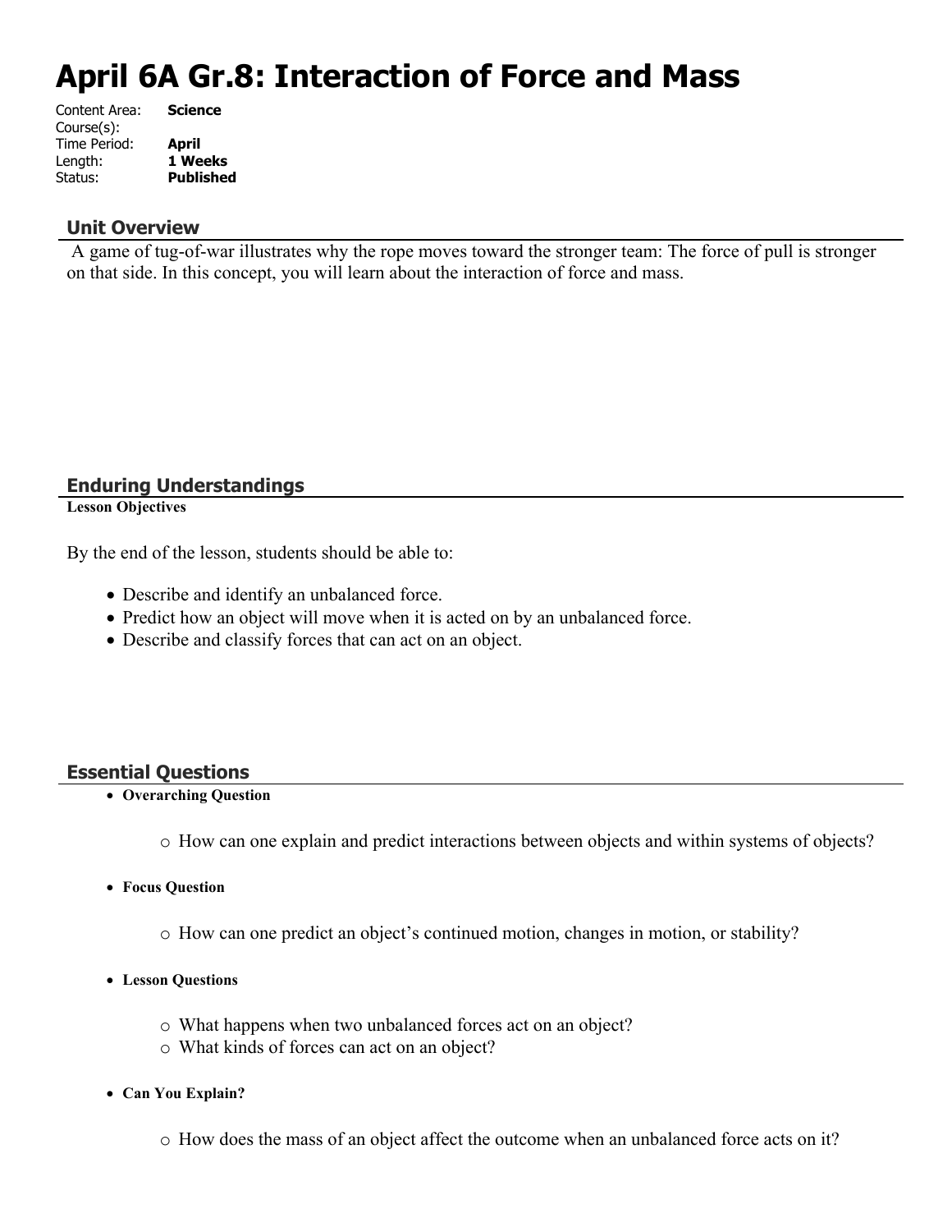# April 6A Gr.8: Interaction of Force and Mass

Content Area: **Science**
Course(s):
Time Period: **April**
Length: **1 Weeks**
Status: **Published**

## Unit Overview

A game of tug-of-war illustrates why the rope moves toward the stronger team: The force of pull is stronger on that side. In this concept, you will learn about the interaction of force and mass.

## Enduring Understandings

**Lesson Objectives**

By the end of the lesson, students should be able to:

- Describe and identify an unbalanced force.
- Predict how an object will move when it is acted on by an unbalanced force.
- Describe and classify forces that can act on an object.

## Essential Questions

- **Overarching Question**
    - How can one explain and predict interactions between objects and within systems of objects?
- **Focus Question**
    - How can one predict an object's continued motion, changes in motion, or stability?
- **Lesson Questions**
    - What happens when two unbalanced forces act on an object?
    - What kinds of forces can act on an object?
- **Can You Explain?**
    - How does the mass of an object affect the outcome when an unbalanced force acts on it?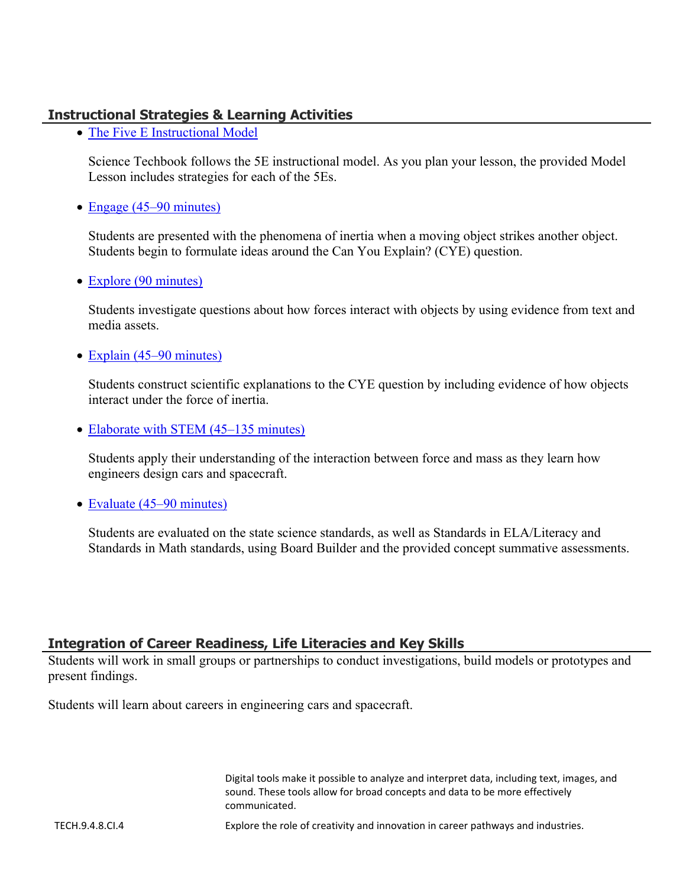## Instructional Strategies & Learning Activities

- [The Five E Instructional Model]()

  Science Techbook follows the 5E instructional model. As you plan your lesson, the provided Model Lesson includes strategies for each of the 5Es.

- [Engage (45–90 minutes)]()

  Students are presented with the phenomena of inertia when a moving object strikes another object. Students begin to formulate ideas around the Can You Explain? (CYE) question.

- [Explore (90 minutes)]()

  Students investigate questions about how forces interact with objects by using evidence from text and media assets.

- [Explain (45–90 minutes)]()

  Students construct scientific explanations to the CYE question by including evidence of how objects interact under the force of inertia.

- [Elaborate with STEM (45–135 minutes)]()

  Students apply their understanding of the interaction between force and mass as they learn how engineers design cars and spacecraft.

- [Evaluate (45–90 minutes)]()

  Students are evaluated on the state science standards, as well as Standards in ELA/Literacy and Standards in Math standards, using Board Builder and the provided concept summative assessments.

## Integration of Career Readiness, Life Literacies and Key Skills

Students will work in small groups or partnerships to conduct investigations, build models or prototypes and present findings.

Students will learn about careers in engineering cars and spacecraft.

| | |
|---|---|
| | Digital tools make it possible to analyze and interpret data, including text, images, and sound. These tools allow for broad concepts and data to be more effectively communicated. |
| TECH.9.4.8.CI.4 | Explore the role of creativity and innovation in career pathways and industries. |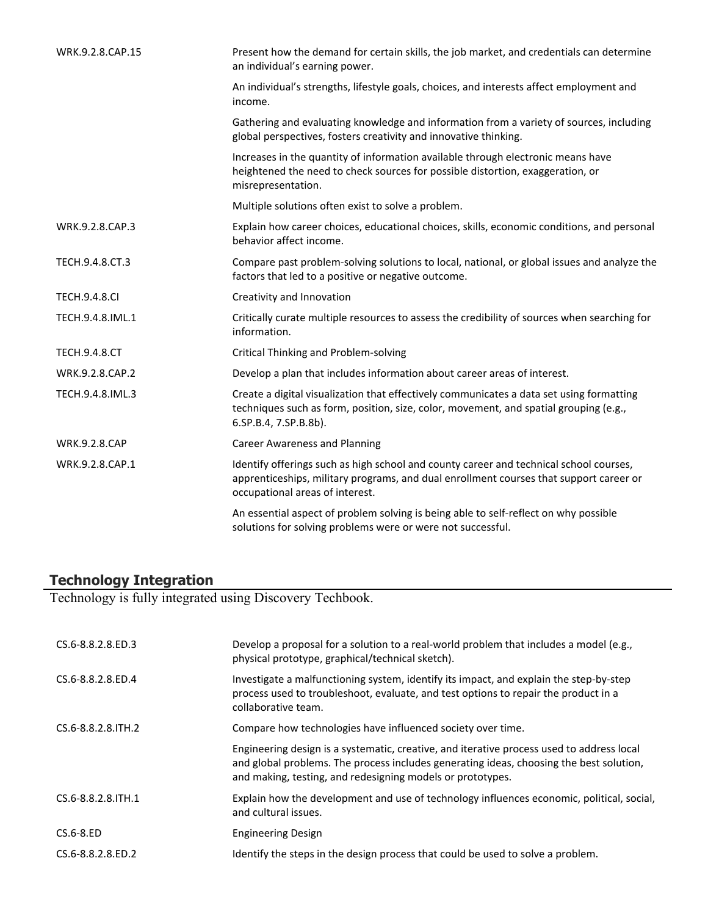| | |
|---|---|
| WRK.9.2.8.CAP.15 | Present how the demand for certain skills, the job market, and credentials can determine an individual's earning power. |
| | An individual's strengths, lifestyle goals, choices, and interests affect employment and income. |
| | Gathering and evaluating knowledge and information from a variety of sources, including global perspectives, fosters creativity and innovative thinking. |
| | Increases in the quantity of information available through electronic means have heightened the need to check sources for possible distortion, exaggeration, or misrepresentation. |
| | Multiple solutions often exist to solve a problem. |
| WRK.9.2.8.CAP.3 | Explain how career choices, educational choices, skills, economic conditions, and personal behavior affect income. |
| TECH.9.4.8.CT.3 | Compare past problem-solving solutions to local, national, or global issues and analyze the factors that led to a positive or negative outcome. |
| TECH.9.4.8.CI | Creativity and Innovation |
| TECH.9.4.8.IML.1 | Critically curate multiple resources to assess the credibility of sources when searching for information. |
| TECH.9.4.8.CT | Critical Thinking and Problem-solving |
| WRK.9.2.8.CAP.2 | Develop a plan that includes information about career areas of interest. |
| TECH.9.4.8.IML.3 | Create a digital visualization that effectively communicates a data set using formatting techniques such as form, position, size, color, movement, and spatial grouping (e.g., 6.SP.B.4, 7.SP.B.8b). |
| WRK.9.2.8.CAP | Career Awareness and Planning |
| WRK.9.2.8.CAP.1 | Identify offerings such as high school and county career and technical school courses, apprenticeships, military programs, and dual enrollment courses that support career or occupational areas of interest. |
| | An essential aspect of problem solving is being able to self-reflect on why possible solutions for solving problems were or were not successful. |

## Technology Integration

Technology is fully integrated using Discovery Techbook.

| | |
|---|---|
| CS.6-8.8.2.8.ED.3 | Develop a proposal for a solution to a real-world problem that includes a model (e.g., physical prototype, graphical/technical sketch). |
| CS.6-8.8.2.8.ED.4 | Investigate a malfunctioning system, identify its impact, and explain the step-by-step process used to troubleshoot, evaluate, and test options to repair the product in a collaborative team. |
| CS.6-8.8.2.8.ITH.2 | Compare how technologies have influenced society over time. |
| | Engineering design is a systematic, creative, and iterative process used to address local and global problems. The process includes generating ideas, choosing the best solution, and making, testing, and redesigning models or prototypes. |
| CS.6-8.8.2.8.ITH.1 | Explain how the development and use of technology influences economic, political, social, and cultural issues. |
| CS.6-8.ED | Engineering Design |
| CS.6-8.8.2.8.ED.2 | Identify the steps in the design process that could be used to solve a problem. |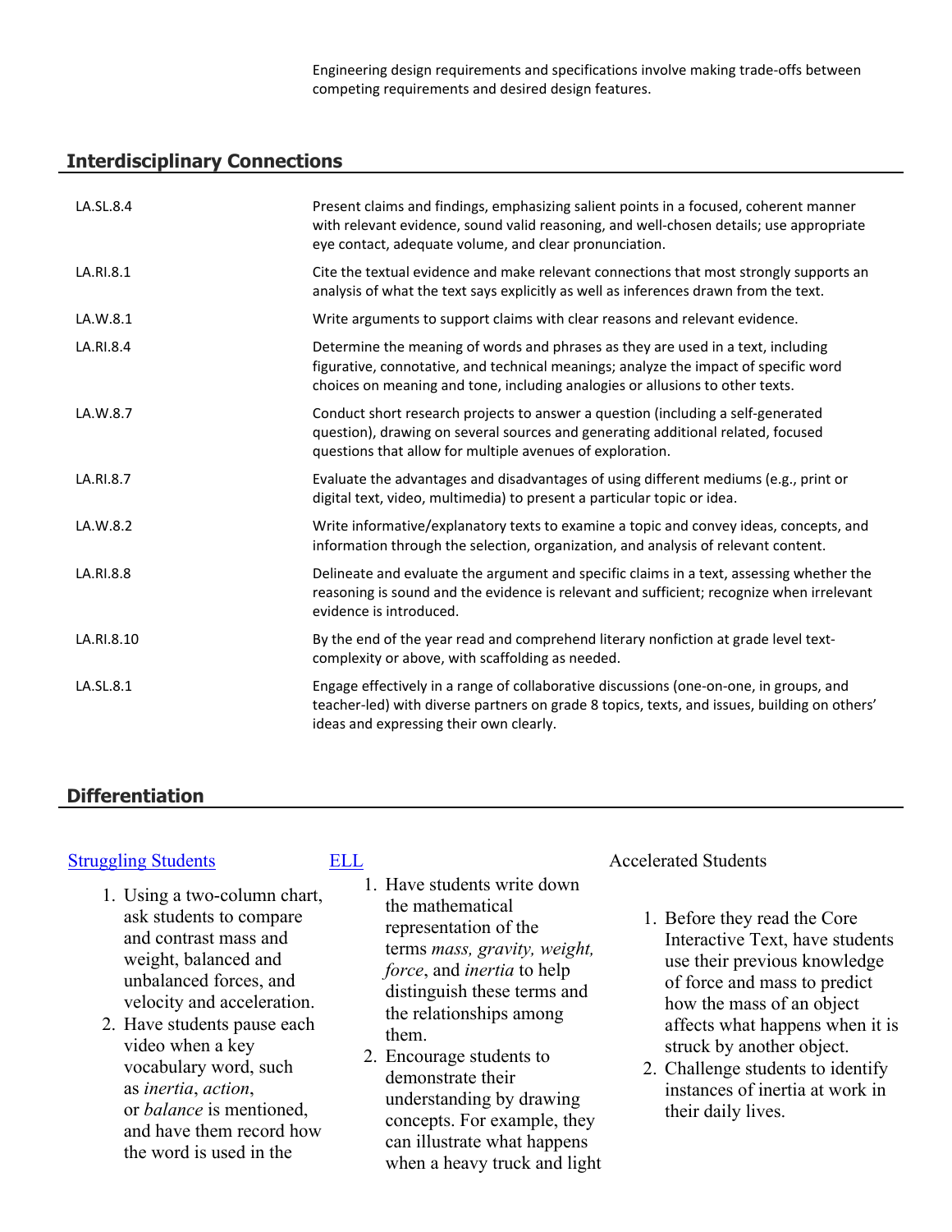Engineering design requirements and specifications involve making trade-offs between competing requirements and desired design features.

## Interdisciplinary Connections

| | |
|---|---|
| LA.SL.8.4 | Present claims and findings, emphasizing salient points in a focused, coherent manner with relevant evidence, sound valid reasoning, and well-chosen details; use appropriate eye contact, adequate volume, and clear pronunciation. |
| LA.RI.8.1 | Cite the textual evidence and make relevant connections that most strongly supports an analysis of what the text says explicitly as well as inferences drawn from the text. |
| LA.W.8.1 | Write arguments to support claims with clear reasons and relevant evidence. |
| LA.RI.8.4 | Determine the meaning of words and phrases as they are used in a text, including figurative, connotative, and technical meanings; analyze the impact of specific word choices on meaning and tone, including analogies or allusions to other texts. |
| LA.W.8.7 | Conduct short research projects to answer a question (including a self-generated question), drawing on several sources and generating additional related, focused questions that allow for multiple avenues of exploration. |
| LA.RI.8.7 | Evaluate the advantages and disadvantages of using different mediums (e.g., print or digital text, video, multimedia) to present a particular topic or idea. |
| LA.W.8.2 | Write informative/explanatory texts to examine a topic and convey ideas, concepts, and information through the selection, organization, and analysis of relevant content. |
| LA.RI.8.8 | Delineate and evaluate the argument and specific claims in a text, assessing whether the reasoning is sound and the evidence is relevant and sufficient; recognize when irrelevant evidence is introduced. |
| LA.RI.8.10 | By the end of the year read and comprehend literary nonfiction at grade level text-complexity or above, with scaffolding as needed. |
| LA.SL.8.1 | Engage effectively in a range of collaborative discussions (one-on-one, in groups, and teacher-led) with diverse partners on grade 8 topics, texts, and issues, building on others' ideas and expressing their own clearly. |

## Differentiation

[Struggling Students]

1. Using a two-column chart, ask students to compare and contrast mass and weight, balanced and unbalanced forces, and velocity and acceleration.
2. Have students pause each video when a key vocabulary word, such as *inertia*, *action*, or *balance* is mentioned, and have them record how the word is used in the

[ELL]

1. Have students write down the mathematical representation of the terms *mass, gravity, weight, force*, and *inertia* to help distinguish these terms and the relationships among them.
2. Encourage students to demonstrate their understanding by drawing concepts. For example, they can illustrate what happens when a heavy truck and light

Accelerated Students

1. Before they read the Core Interactive Text, have students use their previous knowledge of force and mass to predict how the mass of an object affects what happens when it is struck by another object.
2. Challenge students to identify instances of inertia at work in their daily lives.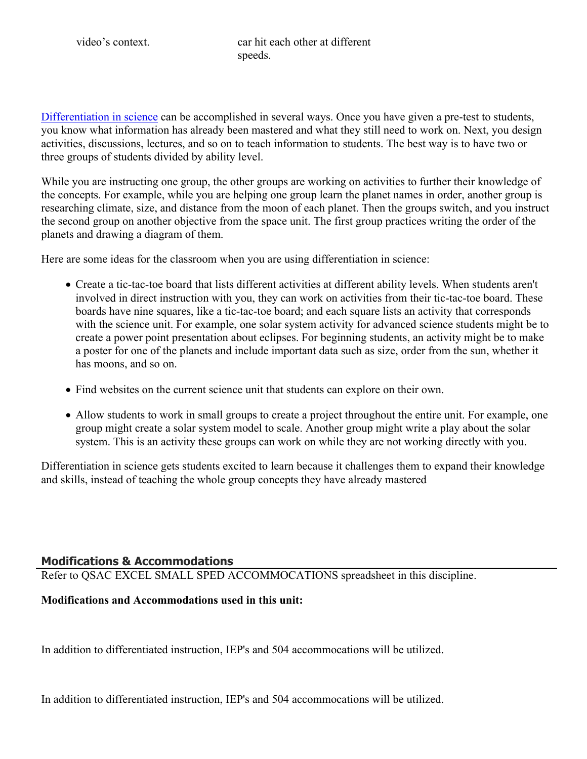| video's context. | car hit each other at different speeds. |
|---|---|

[Differentiation in science](#) can be accomplished in several ways. Once you have given a pre-test to students, you know what information has already been mastered and what they still need to work on. Next, you design activities, discussions, lectures, and so on to teach information to students. The best way is to have two or three groups of students divided by ability level.

While you are instructing one group, the other groups are working on activities to further their knowledge of the concepts. For example, while you are helping one group learn the planet names in order, another group is researching climate, size, and distance from the moon of each planet. Then the groups switch, and you instruct the second group on another objective from the space unit. The first group practices writing the order of the planets and drawing a diagram of them.

Here are some ideas for the classroom when you are using differentiation in science:

- Create a tic-tac-toe board that lists different activities at different ability levels. When students aren't involved in direct instruction with you, they can work on activities from their tic-tac-toe board. These boards have nine squares, like a tic-tac-toe board; and each square lists an activity that corresponds with the science unit. For example, one solar system activity for advanced science students might be to create a power point presentation about eclipses. For beginning students, an activity might be to make a poster for one of the planets and include important data such as size, order from the sun, whether it has moons, and so on.

- Find websites on the current science unit that students can explore on their own.

- Allow students to work in small groups to create a project throughout the entire unit. For example, one group might create a solar system model to scale. Another group might write a play about the solar system. This is an activity these groups can work on while they are not working directly with you.

Differentiation in science gets students excited to learn because it challenges them to expand their knowledge and skills, instead of teaching the whole group concepts they have already mastered

## Modifications & Accommodations

Refer to QSAC EXCEL SMALL SPED ACCOMMOCATIONS spreadsheet in this discipline.

**Modifications and Accommodations used in this unit:**

In addition to differentiated instruction, IEP's and 504 accommocations will be utilized.

In addition to differentiated instruction, IEP's and 504 accommocations will be utilized.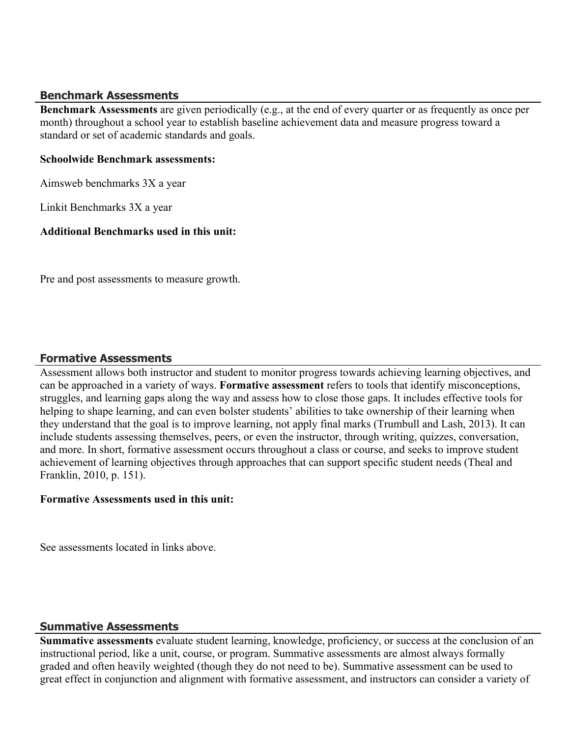## Benchmark Assessments

**Benchmark Assessments** are given periodically (e.g., at the end of every quarter or as frequently as once per month) throughout a school year to establish baseline achievement data and measure progress toward a standard or set of academic standards and goals.

**Schoolwide Benchmark assessments:**

Aimsweb benchmarks 3X a year

Linkit Benchmarks 3X a year

**Additional Benchmarks used in this unit:**

Pre and post assessments to measure growth.

## Formative Assessments

Assessment allows both instructor and student to monitor progress towards achieving learning objectives, and can be approached in a variety of ways. **Formative assessment** refers to tools that identify misconceptions, struggles, and learning gaps along the way and assess how to close those gaps. It includes effective tools for helping to shape learning, and can even bolster students' abilities to take ownership of their learning when they understand that the goal is to improve learning, not apply final marks (Trumbull and Lash, 2013). It can include students assessing themselves, peers, or even the instructor, through writing, quizzes, conversation, and more. In short, formative assessment occurs throughout a class or course, and seeks to improve student achievement of learning objectives through approaches that can support specific student needs (Theal and Franklin, 2010, p. 151).

**Formative Assessments used in this unit:**

See assessments located in links above.

## Summative Assessments

**Summative assessments** evaluate student learning, knowledge, proficiency, or success at the conclusion of an instructional period, like a unit, course, or program. Summative assessments are almost always formally graded and often heavily weighted (though they do not need to be). Summative assessment can be used to great effect in conjunction and alignment with formative assessment, and instructors can consider a variety of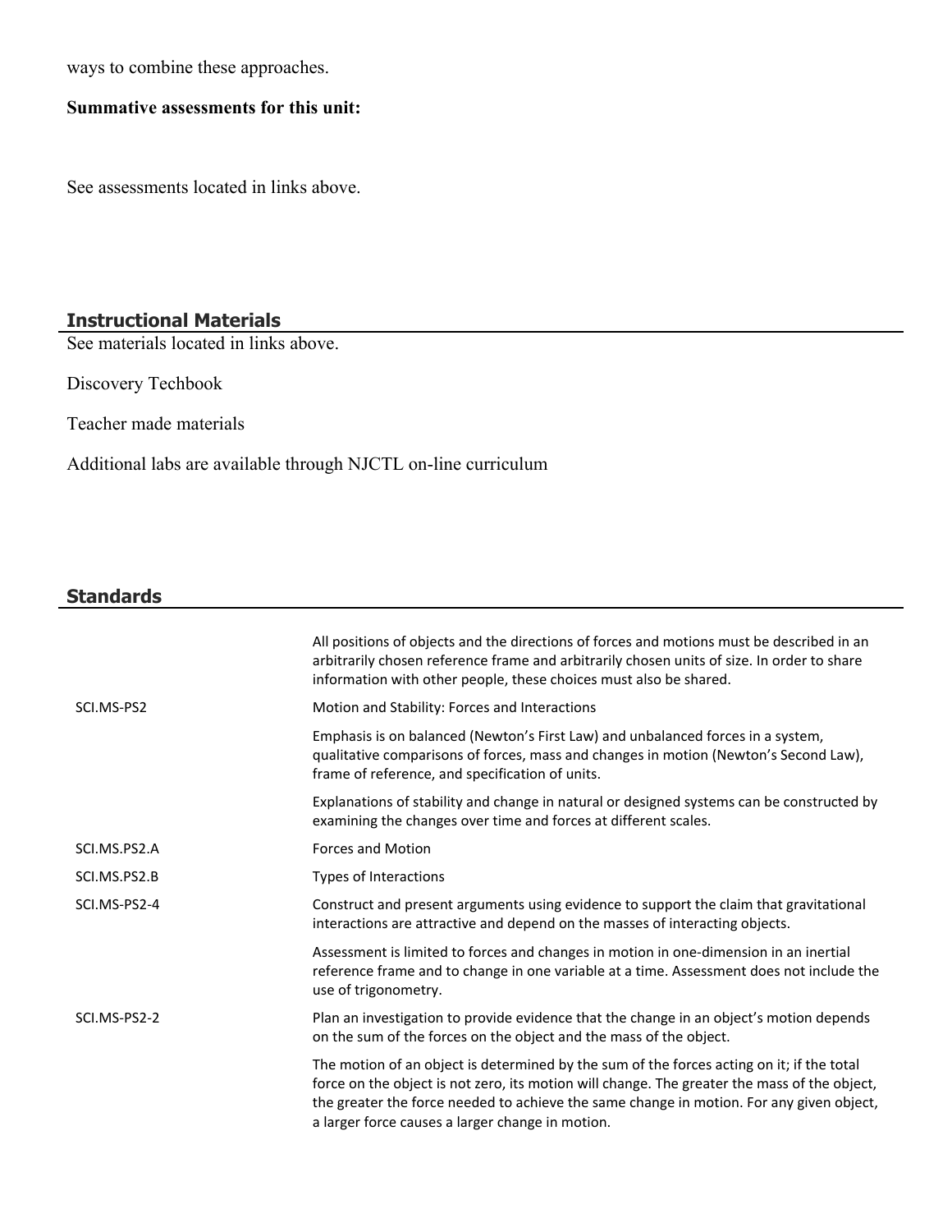ways to combine these approaches.

**Summative assessments for this unit:**

See assessments located in links above.

## Instructional Materials

See materials located in links above.

Discovery Techbook

Teacher made materials

Additional labs are available through NJCTL on-line curriculum

## Standards

| | |
|---|---|
| | All positions of objects and the directions of forces and motions must be described in an arbitrarily chosen reference frame and arbitrarily chosen units of size. In order to share information with other people, these choices must also be shared. |
| SCI.MS-PS2 | Motion and Stability: Forces and Interactions |
| | Emphasis is on balanced (Newton's First Law) and unbalanced forces in a system, qualitative comparisons of forces, mass and changes in motion (Newton's Second Law), frame of reference, and specification of units. |
| | Explanations of stability and change in natural or designed systems can be constructed by examining the changes over time and forces at different scales. |
| SCI.MS.PS2.A | Forces and Motion |
| SCI.MS.PS2.B | Types of Interactions |
| SCI.MS-PS2-4 | Construct and present arguments using evidence to support the claim that gravitational interactions are attractive and depend on the masses of interacting objects. |
| | Assessment is limited to forces and changes in motion in one-dimension in an inertial reference frame and to change in one variable at a time. Assessment does not include the use of trigonometry. |
| SCI.MS-PS2-2 | Plan an investigation to provide evidence that the change in an object's motion depends on the sum of the forces on the object and the mass of the object. |
| | The motion of an object is determined by the sum of the forces acting on it; if the total force on the object is not zero, its motion will change. The greater the mass of the object, the greater the force needed to achieve the same change in motion. For any given object, a larger force causes a larger change in motion. |